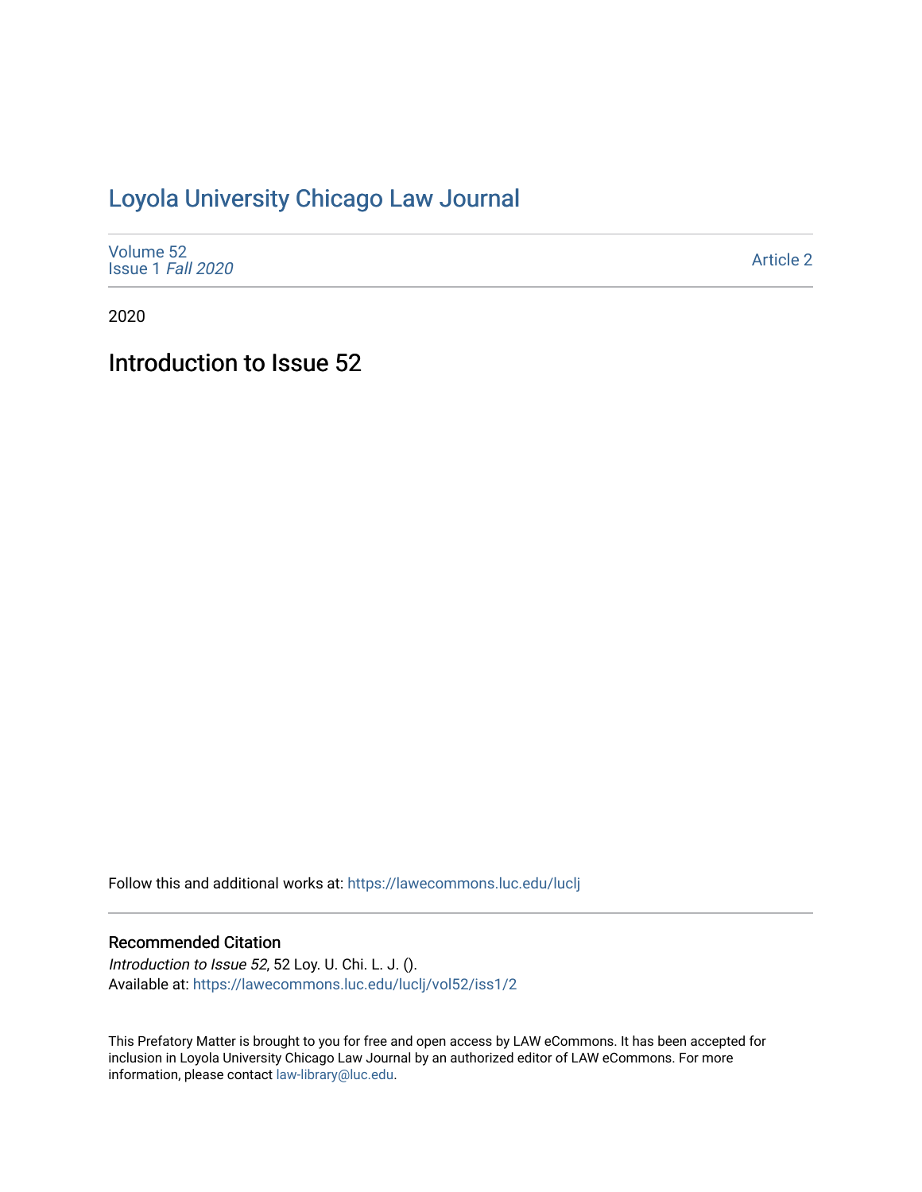# Loyola University Chicago Law Journal

Volume 52
Issue 1 *Fall 2020*

Article 2

2020

## Introduction to Issue 52

Follow this and additional works at: https://lawecommons.luc.edu/luclj

### Recommended Citation

*Introduction to Issue 52*, 52 Loy. U. Chi. L. J. ().
Available at: https://lawecommons.luc.edu/luclj/vol52/iss1/2

This Prefatory Matter is brought to you for free and open access by LAW eCommons. It has been accepted for inclusion in Loyola University Chicago Law Journal by an authorized editor of LAW eCommons. For more information, please contact law-library@luc.edu.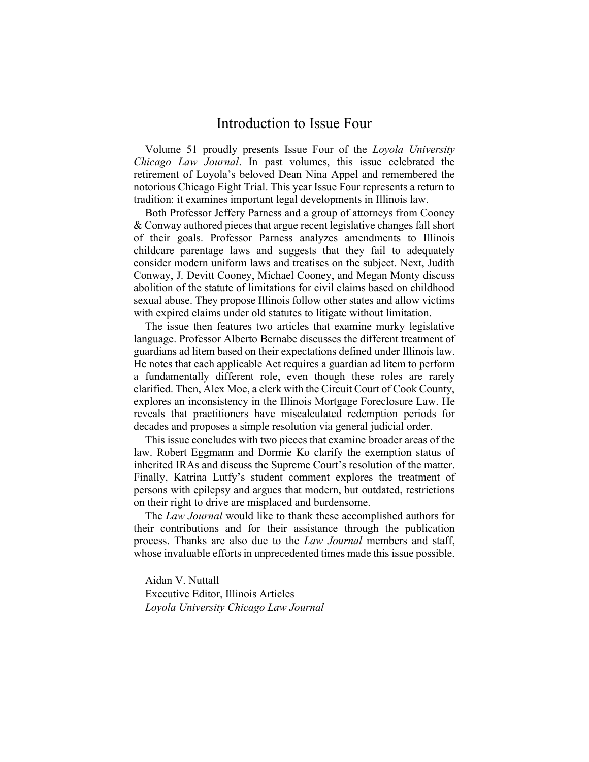# Introduction to Issue Four

Volume 51 proudly presents Issue Four of the *Loyola University Chicago Law Journal*. In past volumes, this issue celebrated the retirement of Loyola's beloved Dean Nina Appel and remembered the notorious Chicago Eight Trial. This year Issue Four represents a return to tradition: it examines important legal developments in Illinois law.

Both Professor Jeffery Parness and a group of attorneys from Cooney & Conway authored pieces that argue recent legislative changes fall short of their goals. Professor Parness analyzes amendments to Illinois childcare parentage laws and suggests that they fail to adequately consider modern uniform laws and treatises on the subject. Next, Judith Conway, J. Devitt Cooney, Michael Cooney, and Megan Monty discuss abolition of the statute of limitations for civil claims based on childhood sexual abuse. They propose Illinois follow other states and allow victims with expired claims under old statutes to litigate without limitation.

The issue then features two articles that examine murky legislative language. Professor Alberto Bernabe discusses the different treatment of guardians ad litem based on their expectations defined under Illinois law. He notes that each applicable Act requires a guardian ad litem to perform a fundamentally different role, even though these roles are rarely clarified. Then, Alex Moe, a clerk with the Circuit Court of Cook County, explores an inconsistency in the Illinois Mortgage Foreclosure Law. He reveals that practitioners have miscalculated redemption periods for decades and proposes a simple resolution via general judicial order.

This issue concludes with two pieces that examine broader areas of the law. Robert Eggmann and Dormie Ko clarify the exemption status of inherited IRAs and discuss the Supreme Court's resolution of the matter. Finally, Katrina Lutfy's student comment explores the treatment of persons with epilepsy and argues that modern, but outdated, restrictions on their right to drive are misplaced and burdensome.

The *Law Journal* would like to thank these accomplished authors for their contributions and for their assistance through the publication process. Thanks are also due to the *Law Journal* members and staff, whose invaluable efforts in unprecedented times made this issue possible.

Aidan V. Nuttall
Executive Editor, Illinois Articles
*Loyola University Chicago Law Journal*